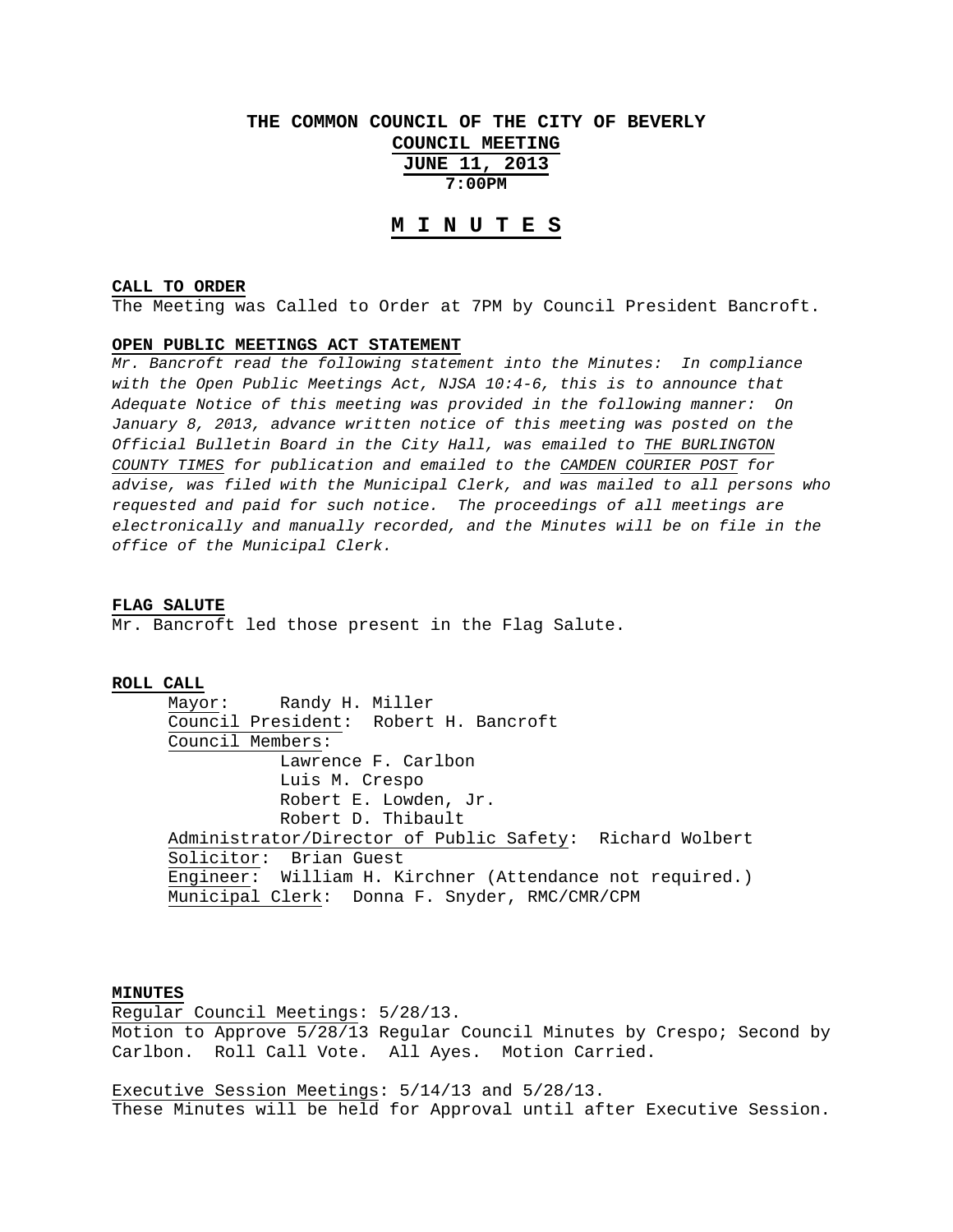# THE COMMON COUNCIL OF THE CITY OF BEVERLY

## COUNCIL MEETING

## JUNE 11, 2013

## 7:00PM

# M I N U T E S

**CALL TO ORDER**

The Meeting was Called to Order at 7PM by Council President Bancroft.

**OPEN PUBLIC MEETINGS ACT STATEMENT**

*Mr. Bancroft read the following statement into the Minutes: In compliance with the Open Public Meetings Act, NJSA 10:4-6, this is to announce that Adequate Notice of this meeting was provided in the following manner: On January 8, 2013, advance written notice of this meeting was posted on the Official Bulletin Board in the City Hall, was emailed to THE BURLINGTON COUNTY TIMES for publication and emailed to the CAMDEN COURIER POST for advise, was filed with the Municipal Clerk, and was mailed to all persons who requested and paid for such notice. The proceedings of all meetings are electronically and manually recorded, and the Minutes will be on file in the office of the Municipal Clerk.*

**FLAG SALUTE**

Mr. Bancroft led those present in the Flag Salute.

**ROLL CALL**

Mayor: Randy H. Miller
Council President: Robert H. Bancroft
Council Members:
- Lawrence F. Carlbon
- Luis M. Crespo
- Robert E. Lowden, Jr.
- Robert D. Thibault

Administrator/Director of Public Safety: Richard Wolbert
Solicitor: Brian Guest
Engineer: William H. Kirchner (Attendance not required.)
Municipal Clerk: Donna F. Snyder, RMC/CMR/CPM

**MINUTES**

Regular Council Meetings: 5/28/13.
Motion to Approve 5/28/13 Regular Council Minutes by Crespo; Second by Carlbon. Roll Call Vote. All Ayes. Motion Carried.

Executive Session Meetings: 5/14/13 and 5/28/13.
These Minutes will be held for Approval until after Executive Session.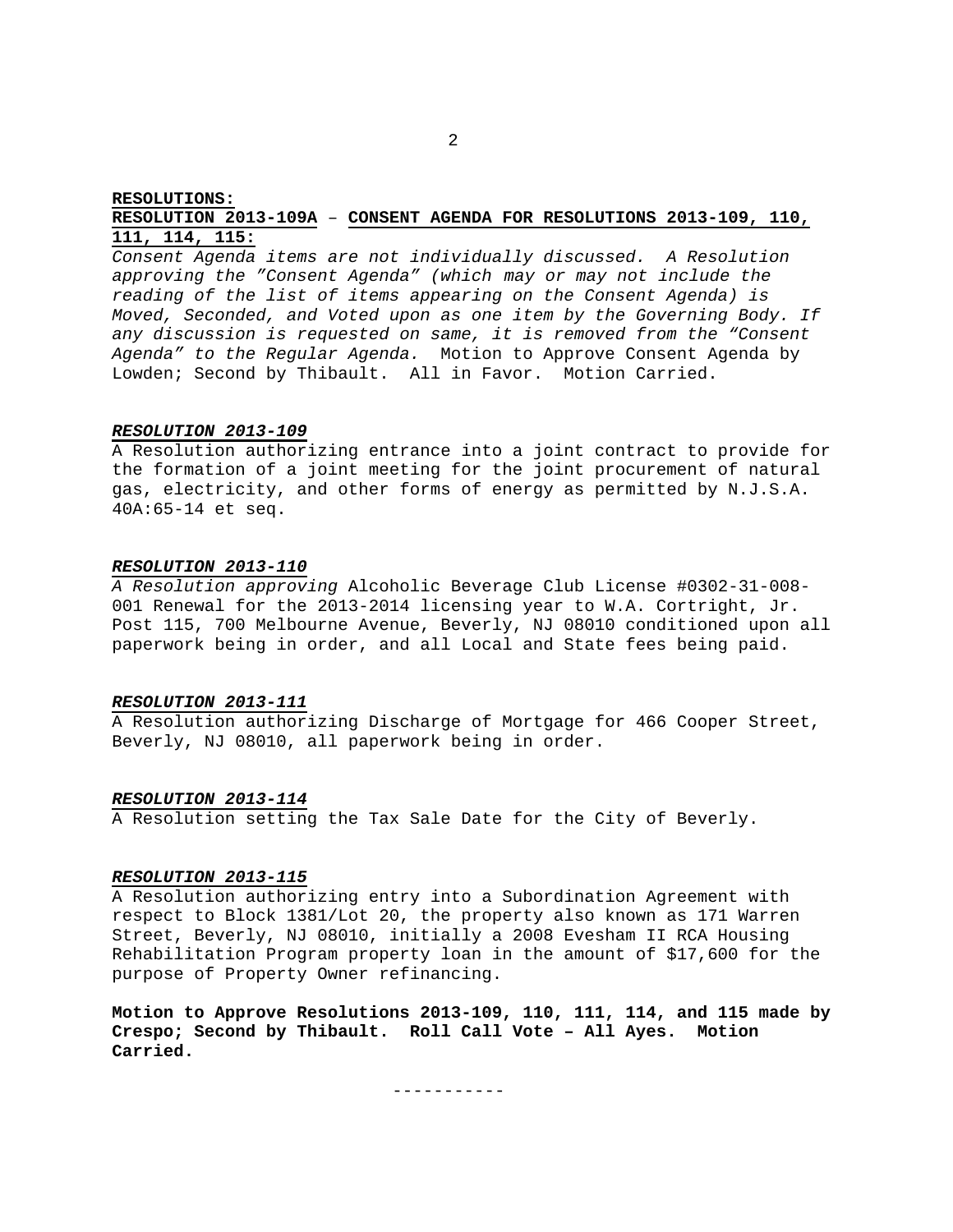**RESOLUTIONS:**

**RESOLUTION 2013-109A – CONSENT AGENDA FOR RESOLUTIONS 2013-109, 110, 111, 114, 115:**

*Consent Agenda items are not individually discussed. A Resolution approving the "Consent Agenda" (which may or may not include the reading of the list of items appearing on the Consent Agenda) is Moved, Seconded, and Voted upon as one item by the Governing Body. If any discussion is requested on same, it is removed from the "Consent Agenda" to the Regular Agenda.* Motion to Approve Consent Agenda by Lowden; Second by Thibault. All in Favor. Motion Carried.

***RESOLUTION 2013-109***

A Resolution authorizing entrance into a joint contract to provide for the formation of a joint meeting for the joint procurement of natural gas, electricity, and other forms of energy as permitted by N.J.S.A. 40A:65-14 et seq.

***RESOLUTION 2013-110***

*A Resolution approving* Alcoholic Beverage Club License #0302-31-008-001 Renewal for the 2013-2014 licensing year to W.A. Cortright, Jr. Post 115, 700 Melbourne Avenue, Beverly, NJ 08010 conditioned upon all paperwork being in order, and all Local and State fees being paid.

***RESOLUTION 2013-111***

A Resolution authorizing Discharge of Mortgage for 466 Cooper Street, Beverly, NJ 08010, all paperwork being in order.

***RESOLUTION 2013-114***

A Resolution setting the Tax Sale Date for the City of Beverly.

***RESOLUTION 2013-115***

A Resolution authorizing entry into a Subordination Agreement with respect to Block 1381/Lot 20, the property also known as 171 Warren Street, Beverly, NJ 08010, initially a 2008 Evesham II RCA Housing Rehabilitation Program property loan in the amount of $17,600 for the purpose of Property Owner refinancing.

**Motion to Approve Resolutions 2013-109, 110, 111, 114, and 115 made by Crespo; Second by Thibault. Roll Call Vote – All Ayes. Motion Carried.**

-----------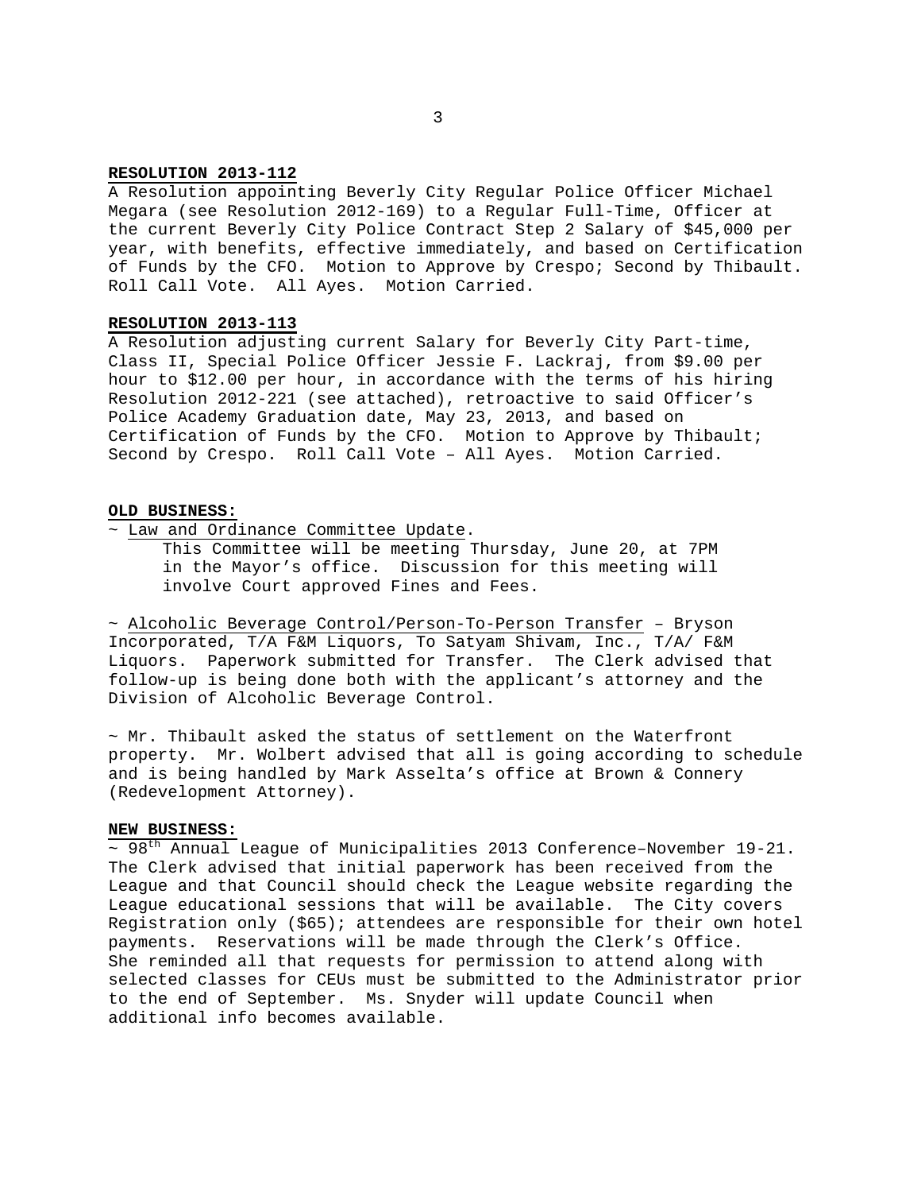**RESOLUTION 2013-112**

A Resolution appointing Beverly City Regular Police Officer Michael Megara (see Resolution 2012-169) to a Regular Full-Time, Officer at the current Beverly City Police Contract Step 2 Salary of $45,000 per year, with benefits, effective immediately, and based on Certification of Funds by the CFO. Motion to Approve by Crespo; Second by Thibault. Roll Call Vote. All Ayes. Motion Carried.

**RESOLUTION 2013-113**

A Resolution adjusting current Salary for Beverly City Part-time, Class II, Special Police Officer Jessie F. Lackraj, from $9.00 per hour to $12.00 per hour, in accordance with the terms of his hiring Resolution 2012-221 (see attached), retroactive to said Officer's Police Academy Graduation date, May 23, 2013, and based on Certification of Funds by the CFO. Motion to Approve by Thibault; Second by Crespo. Roll Call Vote – All Ayes. Motion Carried.

**OLD BUSINESS:**

~ Law and Ordinance Committee Update.

This Committee will be meeting Thursday, June 20, at 7PM in the Mayor's office. Discussion for this meeting will involve Court approved Fines and Fees.

~ Alcoholic Beverage Control/Person-To-Person Transfer – Bryson Incorporated, T/A F&M Liquors, To Satyam Shivam, Inc., T/A/ F&M Liquors. Paperwork submitted for Transfer. The Clerk advised that follow-up is being done both with the applicant's attorney and the Division of Alcoholic Beverage Control.

~ Mr. Thibault asked the status of settlement on the Waterfront property. Mr. Wolbert advised that all is going according to schedule and is being handled by Mark Asselta's office at Brown & Connery (Redevelopment Attorney).

**NEW BUSINESS:**

~ 98th Annual League of Municipalities 2013 Conference–November 19-21. The Clerk advised that initial paperwork has been received from the League and that Council should check the League website regarding the League educational sessions that will be available. The City covers Registration only ($65); attendees are responsible for their own hotel payments. Reservations will be made through the Clerk's Office. She reminded all that requests for permission to attend along with selected classes for CEUs must be submitted to the Administrator prior to the end of September. Ms. Snyder will update Council when additional info becomes available.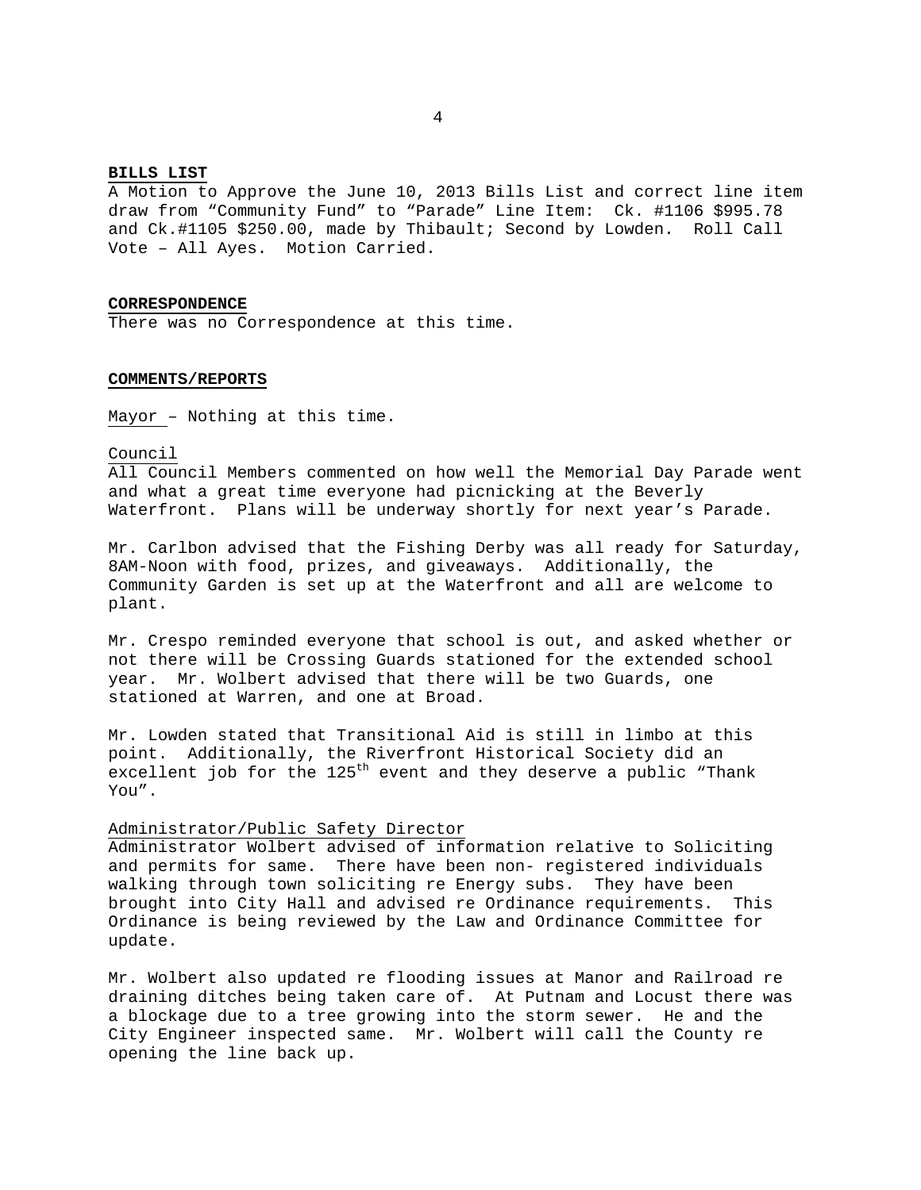**BILLS LIST**

A Motion to Approve the June 10, 2013 Bills List and correct line item draw from "Community Fund" to "Parade" Line Item: Ck. #1106 $995.78 and Ck.#1105 $250.00, made by Thibault; Second by Lowden. Roll Call Vote – All Ayes. Motion Carried.

**CORRESPONDENCE**

There was no Correspondence at this time.

**COMMENTS/REPORTS**

Mayor – Nothing at this time.

Council

All Council Members commented on how well the Memorial Day Parade went and what a great time everyone had picnicking at the Beverly Waterfront. Plans will be underway shortly for next year's Parade.

Mr. Carlbon advised that the Fishing Derby was all ready for Saturday, 8AM-Noon with food, prizes, and giveaways. Additionally, the Community Garden is set up at the Waterfront and all are welcome to plant.

Mr. Crespo reminded everyone that school is out, and asked whether or not there will be Crossing Guards stationed for the extended school year. Mr. Wolbert advised that there will be two Guards, one stationed at Warren, and one at Broad.

Mr. Lowden stated that Transitional Aid is still in limbo at this point. Additionally, the Riverfront Historical Society did an excellent job for the 125th event and they deserve a public "Thank You".

Administrator/Public Safety Director

Administrator Wolbert advised of information relative to Soliciting and permits for same. There have been non- registered individuals walking through town soliciting re Energy subs. They have been brought into City Hall and advised re Ordinance requirements. This Ordinance is being reviewed by the Law and Ordinance Committee for update.

Mr. Wolbert also updated re flooding issues at Manor and Railroad re draining ditches being taken care of. At Putnam and Locust there was a blockage due to a tree growing into the storm sewer. He and the City Engineer inspected same. Mr. Wolbert will call the County re opening the line back up.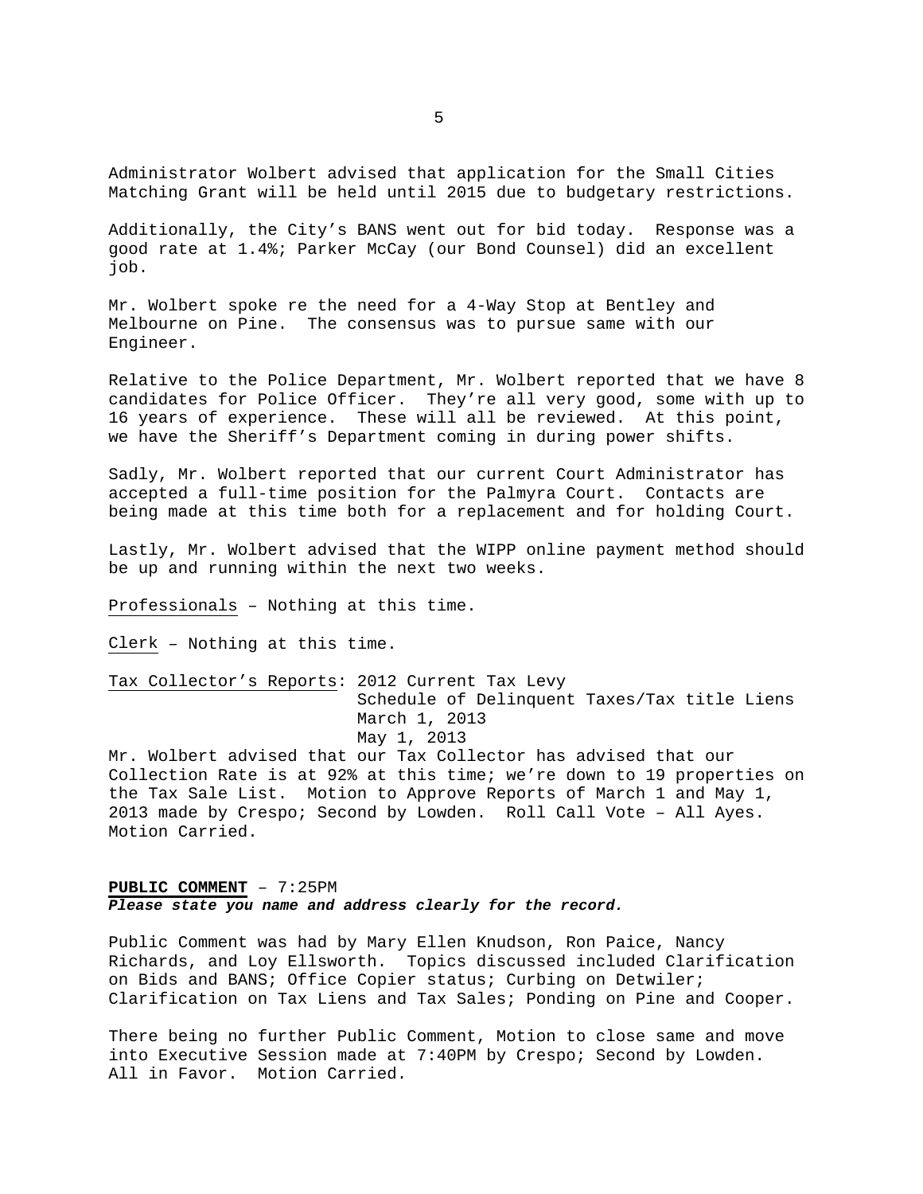Administrator Wolbert advised that application for the Small Cities Matching Grant will be held until 2015 due to budgetary restrictions.

Additionally, the City's BANS went out for bid today. Response was a good rate at 1.4%; Parker McCay (our Bond Counsel) did an excellent job.

Mr. Wolbert spoke re the need for a 4-Way Stop at Bentley and Melbourne on Pine. The consensus was to pursue same with our Engineer.

Relative to the Police Department, Mr. Wolbert reported that we have 8 candidates for Police Officer. They're all very good, some with up to 16 years of experience. These will all be reviewed. At this point, we have the Sheriff's Department coming in during power shifts.

Sadly, Mr. Wolbert reported that our current Court Administrator has accepted a full-time position for the Palmyra Court. Contacts are being made at this time both for a replacement and for holding Court.

Lastly, Mr. Wolbert advised that the WIPP online payment method should be up and running within the next two weeks.

<u>Professionals</u> – Nothing at this time.

<u>Clerk</u> – Nothing at this time.

<u>Tax Collector's Reports</u>: 2012 Current Tax Levy
Schedule of Delinquent Taxes/Tax title Liens
March 1, 2013
May 1, 2013

Mr. Wolbert advised that our Tax Collector has advised that our Collection Rate is at 92% at this time; we're down to 19 properties on the Tax Sale List. Motion to Approve Reports of March 1 and May 1, 2013 made by Crespo; Second by Lowden. Roll Call Vote – All Ayes. Motion Carried.

**PUBLIC COMMENT** – 7:25PM
***Please state you name and address clearly for the record.***

Public Comment was had by Mary Ellen Knudson, Ron Paice, Nancy Richards, and Loy Ellsworth. Topics discussed included Clarification on Bids and BANS; Office Copier status; Curbing on Detwiler; Clarification on Tax Liens and Tax Sales; Ponding on Pine and Cooper.

There being no further Public Comment, Motion to close same and move into Executive Session made at 7:40PM by Crespo; Second by Lowden. All in Favor. Motion Carried.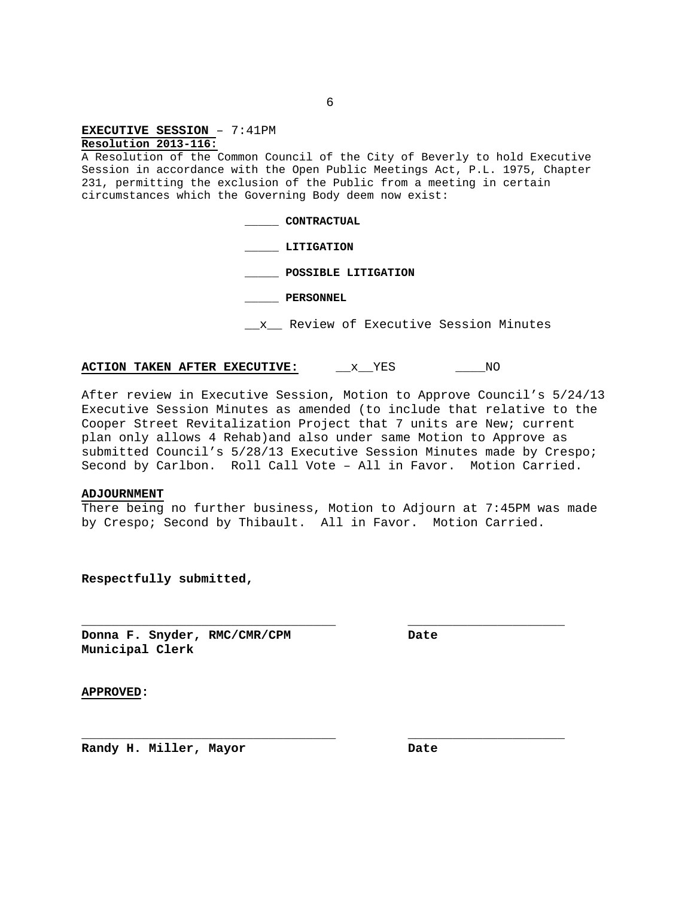**EXECUTIVE SESSION** – 7:41PM

**Resolution 2013-116:**

A Resolution of the Common Council of the City of Beverly to hold Executive Session in accordance with the Open Public Meetings Act, P.L. 1975, Chapter 231, permitting the exclusion of the Public from a meeting in certain circumstances which the Governing Body deem now exist:

_____ **CONTRACTUAL**

_____ **LITIGATION**

_____ **POSSIBLE LITIGATION**

_____ **PERSONNEL**

\_\_x\_\_ Review of Executive Session Minutes

**ACTION TAKEN AFTER EXECUTIVE:** \_\_x\_\_YES ____NO

After review in Executive Session, Motion to Approve Council's 5/24/13 Executive Session Minutes as amended (to include that relative to the Cooper Street Revitalization Project that 7 units are New; current plan only allows 4 Rehab)and also under same Motion to Approve as submitted Council's 5/28/13 Executive Session Minutes made by Crespo; Second by Carlbon. Roll Call Vote – All in Favor. Motion Carried.

**ADJOURNMENT**

There being no further business, Motion to Adjourn at 7:45PM was made by Crespo; Second by Thibault. All in Favor. Motion Carried.

**Respectfully submitted,**

_________________________________ _____________________

**Donna F. Snyder, RMC/CMR/CPM** **Date**
**Municipal Clerk**

**APPROVED:**

_________________________________ _____________________

**Randy H. Miller, Mayor** **Date**